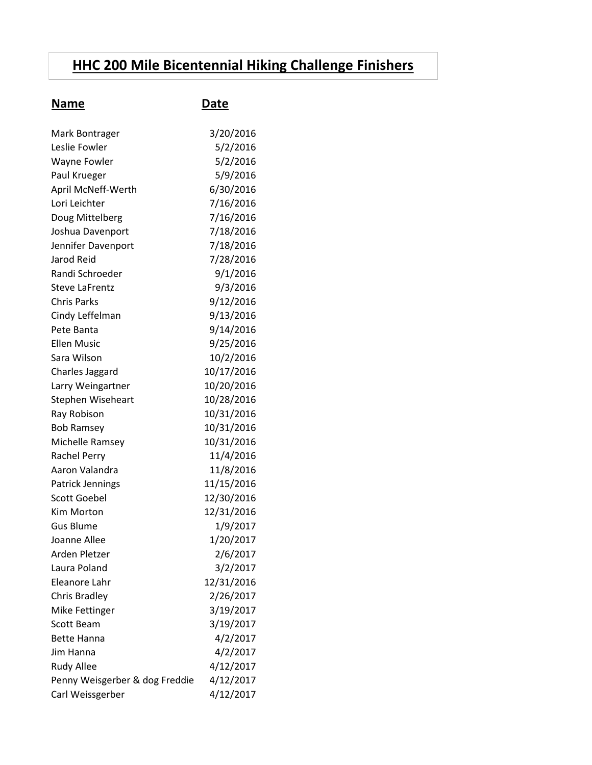# HHC 200 Mile Bicentennial Hiking Challenge Finishers

| Name | Date |
| --- | --- |
| Mark Bontrager | 3/20/2016 |
| Leslie Fowler | 5/2/2016 |
| Wayne Fowler | 5/2/2016 |
| Paul Krueger | 5/9/2016 |
| April McNeff-Werth | 6/30/2016 |
| Lori Leichter | 7/16/2016 |
| Doug Mittelberg | 7/16/2016 |
| Joshua Davenport | 7/18/2016 |
| Jennifer Davenport | 7/18/2016 |
| Jarod Reid | 7/28/2016 |
| Randi Schroeder | 9/1/2016 |
| Steve LaFrentz | 9/3/2016 |
| Chris Parks | 9/12/2016 |
| Cindy Leffelman | 9/13/2016 |
| Pete Banta | 9/14/2016 |
| Ellen Music | 9/25/2016 |
| Sara Wilson | 10/2/2016 |
| Charles Jaggard | 10/17/2016 |
| Larry Weingartner | 10/20/2016 |
| Stephen Wiseheart | 10/28/2016 |
| Ray Robison | 10/31/2016 |
| Bob Ramsey | 10/31/2016 |
| Michelle Ramsey | 10/31/2016 |
| Rachel Perry | 11/4/2016 |
| Aaron Valandra | 11/8/2016 |
| Patrick Jennings | 11/15/2016 |
| Scott Goebel | 12/30/2016 |
| Kim Morton | 12/31/2016 |
| Gus Blume | 1/9/2017 |
| Joanne Allee | 1/20/2017 |
| Arden Pletzer | 2/6/2017 |
| Laura Poland | 3/2/2017 |
| Eleanore Lahr | 12/31/2016 |
| Chris Bradley | 2/26/2017 |
| Mike Fettinger | 3/19/2017 |
| Scott Beam | 3/19/2017 |
| Bette Hanna | 4/2/2017 |
| Jim Hanna | 4/2/2017 |
| Rudy Allee | 4/12/2017 |
| Penny Weisgerber & dog Freddie | 4/12/2017 |
| Carl Weissgerber | 4/12/2017 |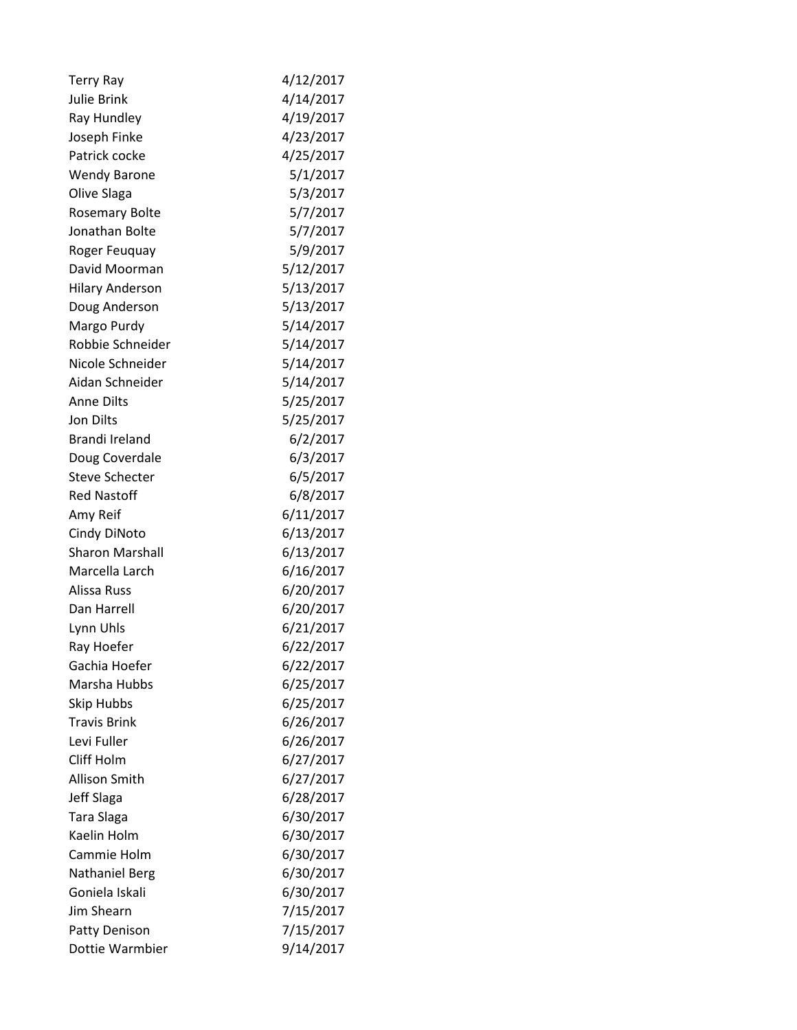| | |
|---|---|
| Terry Ray | 4/12/2017 |
| Julie Brink | 4/14/2017 |
| Ray Hundley | 4/19/2017 |
| Joseph Finke | 4/23/2017 |
| Patrick cocke | 4/25/2017 |
| Wendy Barone | 5/1/2017 |
| Olive Slaga | 5/3/2017 |
| Rosemary Bolte | 5/7/2017 |
| Jonathan Bolte | 5/7/2017 |
| Roger Feuquay | 5/9/2017 |
| David Moorman | 5/12/2017 |
| Hilary Anderson | 5/13/2017 |
| Doug Anderson | 5/13/2017 |
| Margo Purdy | 5/14/2017 |
| Robbie Schneider | 5/14/2017 |
| Nicole Schneider | 5/14/2017 |
| Aidan Schneider | 5/14/2017 |
| Anne Dilts | 5/25/2017 |
| Jon Dilts | 5/25/2017 |
| Brandi Ireland | 6/2/2017 |
| Doug Coverdale | 6/3/2017 |
| Steve Schecter | 6/5/2017 |
| Red Nastoff | 6/8/2017 |
| Amy Reif | 6/11/2017 |
| Cindy DiNoto | 6/13/2017 |
| Sharon Marshall | 6/13/2017 |
| Marcella Larch | 6/16/2017 |
| Alissa Russ | 6/20/2017 |
| Dan Harrell | 6/20/2017 |
| Lynn Uhls | 6/21/2017 |
| Ray Hoefer | 6/22/2017 |
| Gachia Hoefer | 6/22/2017 |
| Marsha Hubbs | 6/25/2017 |
| Skip Hubbs | 6/25/2017 |
| Travis Brink | 6/26/2017 |
| Levi Fuller | 6/26/2017 |
| Cliff Holm | 6/27/2017 |
| Allison Smith | 6/27/2017 |
| Jeff Slaga | 6/28/2017 |
| Tara Slaga | 6/30/2017 |
| Kaelin Holm | 6/30/2017 |
| Cammie Holm | 6/30/2017 |
| Nathaniel Berg | 6/30/2017 |
| Goniela Iskali | 6/30/2017 |
| Jim Shearn | 7/15/2017 |
| Patty Denison | 7/15/2017 |
| Dottie Warmbier | 9/14/2017 |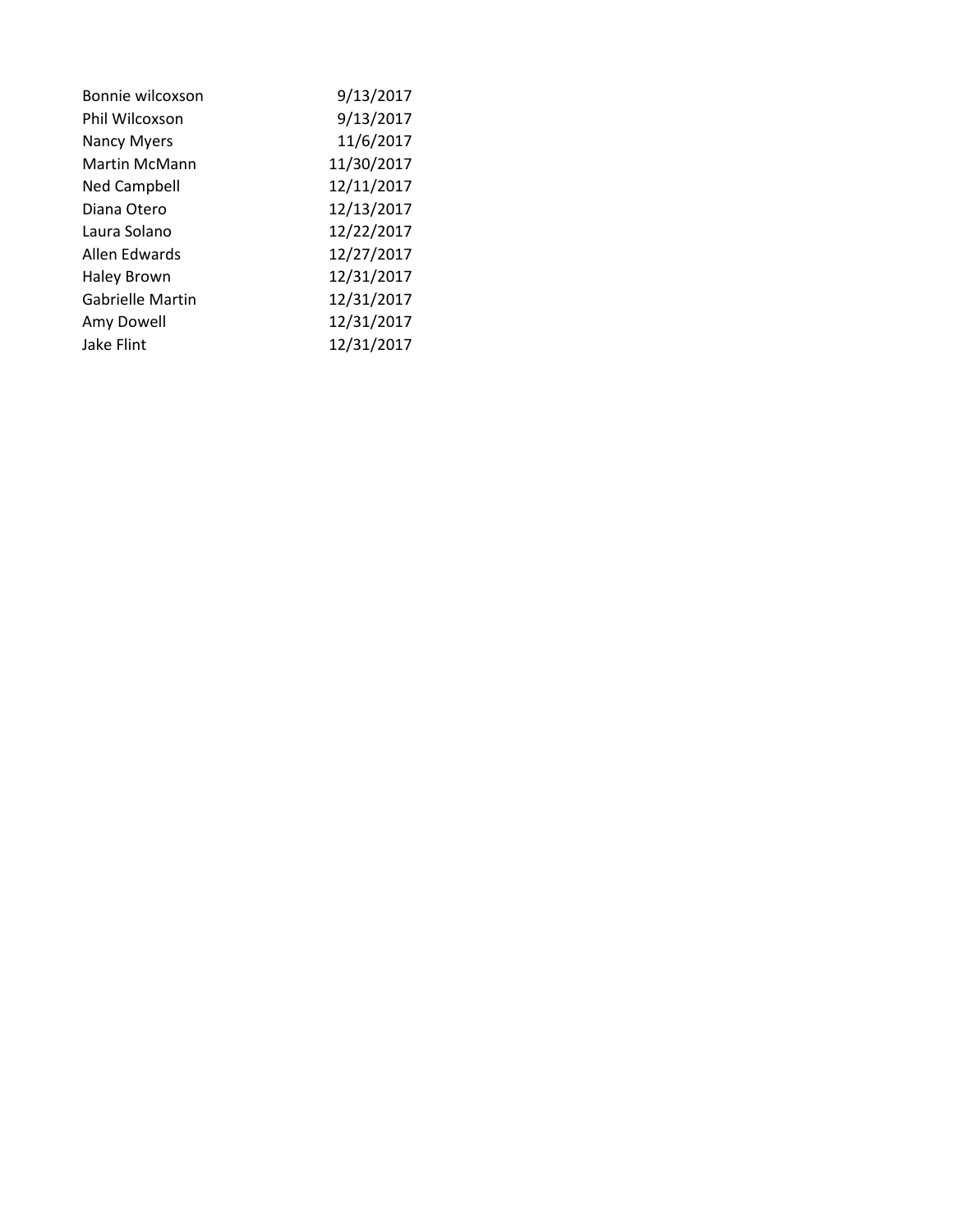| | |
|---|---|
| Bonnie wilcoxson | 9/13/2017 |
| Phil Wilcoxson | 9/13/2017 |
| Nancy Myers | 11/6/2017 |
| Martin McMann | 11/30/2017 |
| Ned Campbell | 12/11/2017 |
| Diana Otero | 12/13/2017 |
| Laura Solano | 12/22/2017 |
| Allen Edwards | 12/27/2017 |
| Haley Brown | 12/31/2017 |
| Gabrielle Martin | 12/31/2017 |
| Amy Dowell | 12/31/2017 |
| Jake Flint | 12/31/2017 |